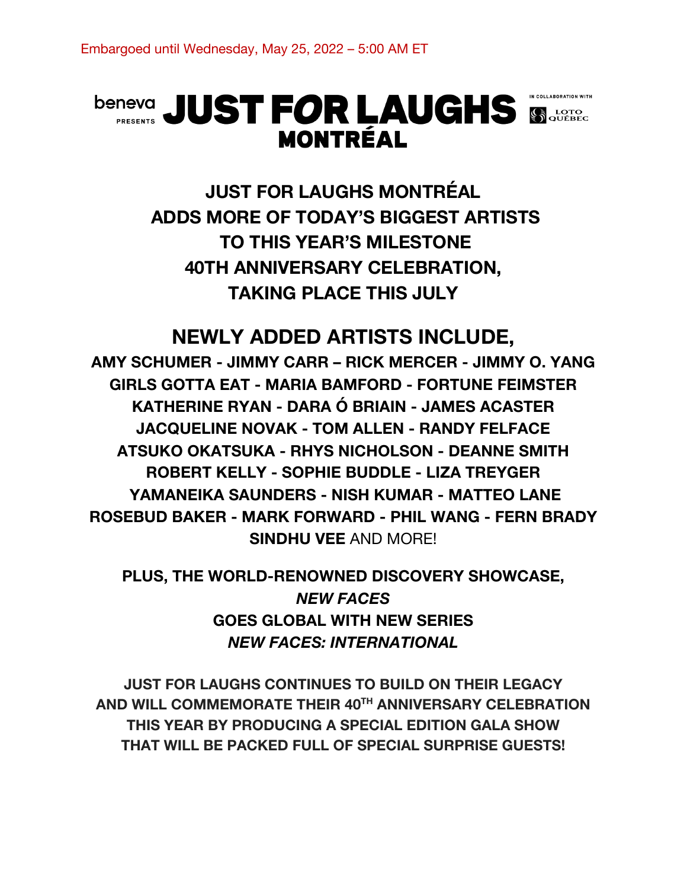Embargoed until Wednesday, May 25, 2022 – 5:00 AM ET

beneva PRESENTS JUST FOR LAUGHS MONTRÉAL IN COLLABORATION WITH LOTO QUÉBEC

# JUST FOR LAUGHS MONTRÉAL ADDS MORE OF TODAY'S BIGGEST ARTISTS TO THIS YEAR'S MILESTONE 40TH ANNIVERSARY CELEBRATION, TAKING PLACE THIS JULY

## NEWLY ADDED ARTISTS INCLUDE,

**AMY SCHUMER - JIMMY CARR – RICK MERCER - JIMMY O. YANG GIRLS GOTTA EAT - MARIA BAMFORD - FORTUNE FEIMSTER KATHERINE RYAN - DARA Ó BRIAIN - JAMES ACASTER JACQUELINE NOVAK - TOM ALLEN - RANDY FELFACE ATSUKO OKATSUKA - RHYS NICHOLSON - DEANNE SMITH ROBERT KELLY - SOPHIE BUDDLE - LIZA TREYGER YAMANEIKA SAUNDERS - NISH KUMAR - MATTEO LANE ROSEBUD BAKER - MARK FORWARD - PHIL WANG - FERN BRADY SINDHU VEE** AND MORE!

**PLUS, THE WORLD-RENOWNED DISCOVERY SHOWCASE, *NEW FACES* GOES GLOBAL WITH NEW SERIES *NEW FACES: INTERNATIONAL***

**JUST FOR LAUGHS CONTINUES TO BUILD ON THEIR LEGACY AND WILL COMMEMORATE THEIR 40TH ANNIVERSARY CELEBRATION THIS YEAR BY PRODUCING A SPECIAL EDITION GALA SHOW THAT WILL BE PACKED FULL OF SPECIAL SURPRISE GUESTS!**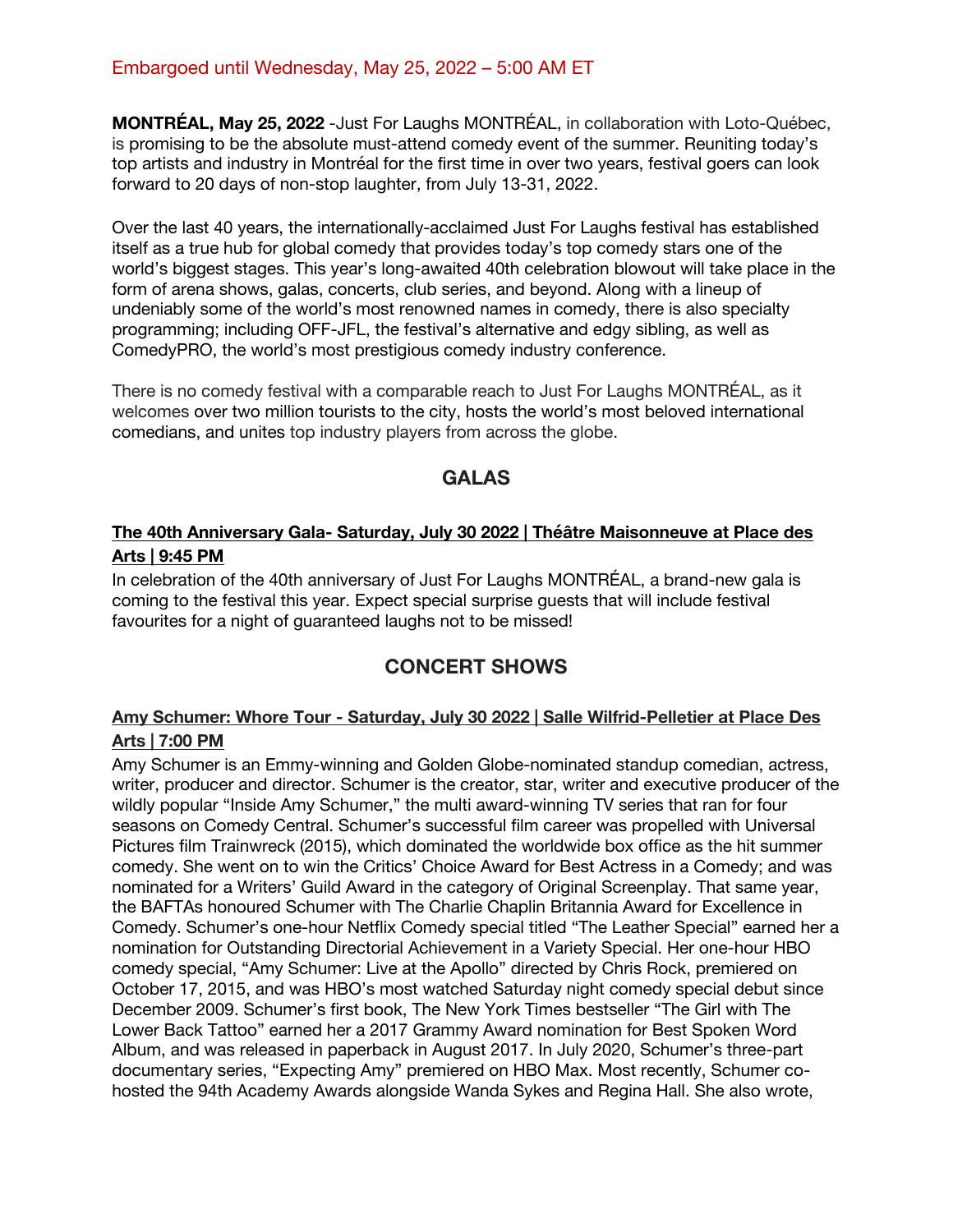Embargoed until Wednesday, May 25, 2022 – 5:00 AM ET

**MONTRÉAL, May 25, 2022** -Just For Laughs MONTRÉAL, in collaboration with Loto-Québec, is promising to be the absolute must-attend comedy event of the summer. Reuniting today's top artists and industry in Montréal for the first time in over two years, festival goers can look forward to 20 days of non-stop laughter, from July 13-31, 2022.

Over the last 40 years, the internationally-acclaimed Just For Laughs festival has established itself as a true hub for global comedy that provides today's top comedy stars one of the world's biggest stages. This year's long-awaited 40th celebration blowout will take place in the form of arena shows, galas, concerts, club series, and beyond. Along with a lineup of undeniably some of the world's most renowned names in comedy, there is also specialty programming; including OFF-JFL, the festival's alternative and edgy sibling, as well as ComedyPRO, the world's most prestigious comedy industry conference.

There is no comedy festival with a comparable reach to Just For Laughs MONTRÉAL, as it welcomes over two million tourists to the city, hosts the world's most beloved international comedians, and unites top industry players from across the globe.

## GALAS

### The 40th Anniversary Gala- Saturday, July 30 2022 | Théâtre Maisonneuve at Place des Arts | 9:45 PM

In celebration of the 40th anniversary of Just For Laughs MONTRÉAL, a brand-new gala is coming to the festival this year. Expect special surprise guests that will include festival favourites for a night of guaranteed laughs not to be missed!

## CONCERT SHOWS

### Amy Schumer: Whore Tour - Saturday, July 30 2022 | Salle Wilfrid-Pelletier at Place Des Arts | 7:00 PM

Amy Schumer is an Emmy-winning and Golden Globe-nominated standup comedian, actress, writer, producer and director. Schumer is the creator, star, writer and executive producer of the wildly popular "Inside Amy Schumer," the multi award-winning TV series that ran for four seasons on Comedy Central. Schumer's successful film career was propelled with Universal Pictures film Trainwreck (2015), which dominated the worldwide box office as the hit summer comedy. She went on to win the Critics' Choice Award for Best Actress in a Comedy; and was nominated for a Writers' Guild Award in the category of Original Screenplay. That same year, the BAFTAs honoured Schumer with The Charlie Chaplin Britannia Award for Excellence in Comedy. Schumer's one-hour Netflix Comedy special titled "The Leather Special" earned her a nomination for Outstanding Directorial Achievement in a Variety Special. Her one-hour HBO comedy special, "Amy Schumer: Live at the Apollo" directed by Chris Rock, premiered on October 17, 2015, and was HBO's most watched Saturday night comedy special debut since December 2009. Schumer's first book, The New York Times bestseller "The Girl with The Lower Back Tattoo" earned her a 2017 Grammy Award nomination for Best Spoken Word Album, and was released in paperback in August 2017. In July 2020, Schumer's three-part documentary series, "Expecting Amy" premiered on HBO Max. Most recently, Schumer co-hosted the 94th Academy Awards alongside Wanda Sykes and Regina Hall. She also wrote,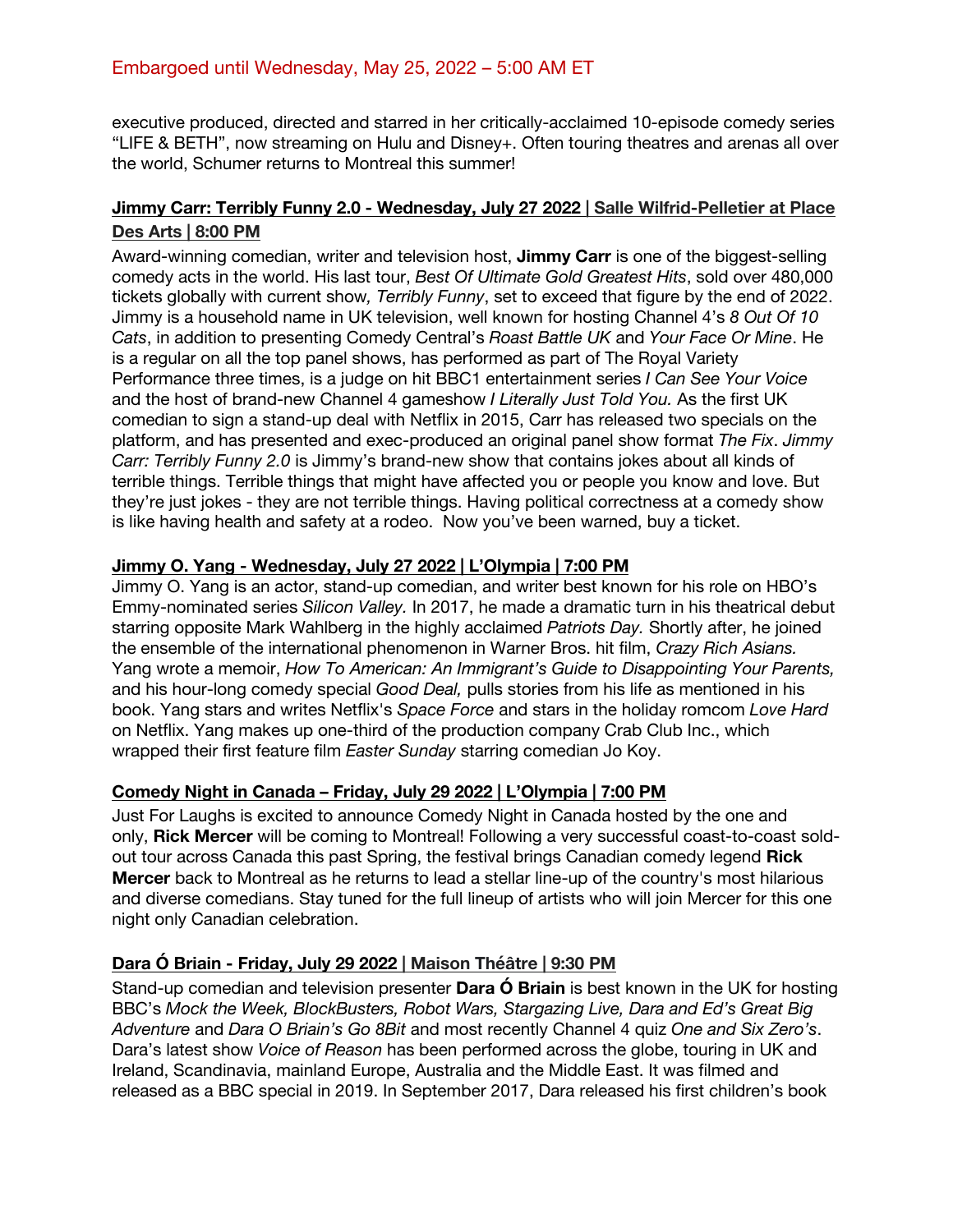Embargoed until Wednesday, May 25, 2022 – 5:00 AM ET

executive produced, directed and starred in her critically-acclaimed 10-episode comedy series "LIFE & BETH", now streaming on Hulu and Disney+. Often touring theatres and arenas all over the world, Schumer returns to Montreal this summer!

**Jimmy Carr: Terribly Funny 2.0 - Wednesday, July 27 2022 | Salle Wilfrid-Pelletier at Place Des Arts | 8:00 PM**

Award-winning comedian, writer and television host, **Jimmy Carr** is one of the biggest-selling comedy acts in the world. His last tour, *Best Of Ultimate Gold Greatest Hits*, sold over 480,000 tickets globally with current show*, Terribly Funny*, set to exceed that figure by the end of 2022. Jimmy is a household name in UK television, well known for hosting Channel 4's *8 Out Of 10 Cats*, in addition to presenting Comedy Central's *Roast Battle UK* and *Your Face Or Mine*. He is a regular on all the top panel shows, has performed as part of The Royal Variety Performance three times, is a judge on hit BBC1 entertainment series *I Can See Your Voice* and the host of brand-new Channel 4 gameshow *I Literally Just Told You.* As the first UK comedian to sign a stand-up deal with Netflix in 2015, Carr has released two specials on the platform, and has presented and exec-produced an original panel show format *The Fix*. *Jimmy Carr: Terribly Funny 2.0* is Jimmy's brand-new show that contains jokes about all kinds of terrible things. Terrible things that might have affected you or people you know and love. But they're just jokes - they are not terrible things. Having political correctness at a comedy show is like having health and safety at a rodeo. Now you've been warned, buy a ticket.

**Jimmy O. Yang - Wednesday, July 27 2022 | L'Olympia | 7:00 PM**

Jimmy O. Yang is an actor, stand-up comedian, and writer best known for his role on HBO's Emmy-nominated series *Silicon Valley.* In 2017, he made a dramatic turn in his theatrical debut starring opposite Mark Wahlberg in the highly acclaimed *Patriots Day.* Shortly after, he joined the ensemble of the international phenomenon in Warner Bros. hit film, *Crazy Rich Asians.* Yang wrote a memoir, *How To American: An Immigrant's Guide to Disappointing Your Parents,* and his hour-long comedy special *Good Deal,* pulls stories from his life as mentioned in his book. Yang stars and writes Netflix's *Space Force* and stars in the holiday romcom *Love Hard* on Netflix. Yang makes up one-third of the production company Crab Club Inc., which wrapped their first feature film *Easter Sunday* starring comedian Jo Koy.

**Comedy Night in Canada – Friday, July 29 2022 | L'Olympia | 7:00 PM**

Just For Laughs is excited to announce Comedy Night in Canada hosted by the one and only, **Rick Mercer** will be coming to Montreal! Following a very successful coast-to-coast sold-out tour across Canada this past Spring, the festival brings Canadian comedy legend **Rick Mercer** back to Montreal as he returns to lead a stellar line-up of the country's most hilarious and diverse comedians. Stay tuned for the full lineup of artists who will join Mercer for this one night only Canadian celebration.

**Dara Ó Briain - Friday, July 29 2022 | Maison Théâtre | 9:30 PM**

Stand-up comedian and television presenter **Dara Ó Briain** is best known in the UK for hosting BBC's *Mock the Week, BlockBusters, Robot Wars, Stargazing Live, Dara and Ed's Great Big Adventure* and *Dara O Briain's Go 8Bit* and most recently Channel 4 quiz *One and Six Zero's*. Dara's latest show *Voice of Reason* has been performed across the globe, touring in UK and Ireland, Scandinavia, mainland Europe, Australia and the Middle East. It was filmed and released as a BBC special in 2019. In September 2017, Dara released his first children's book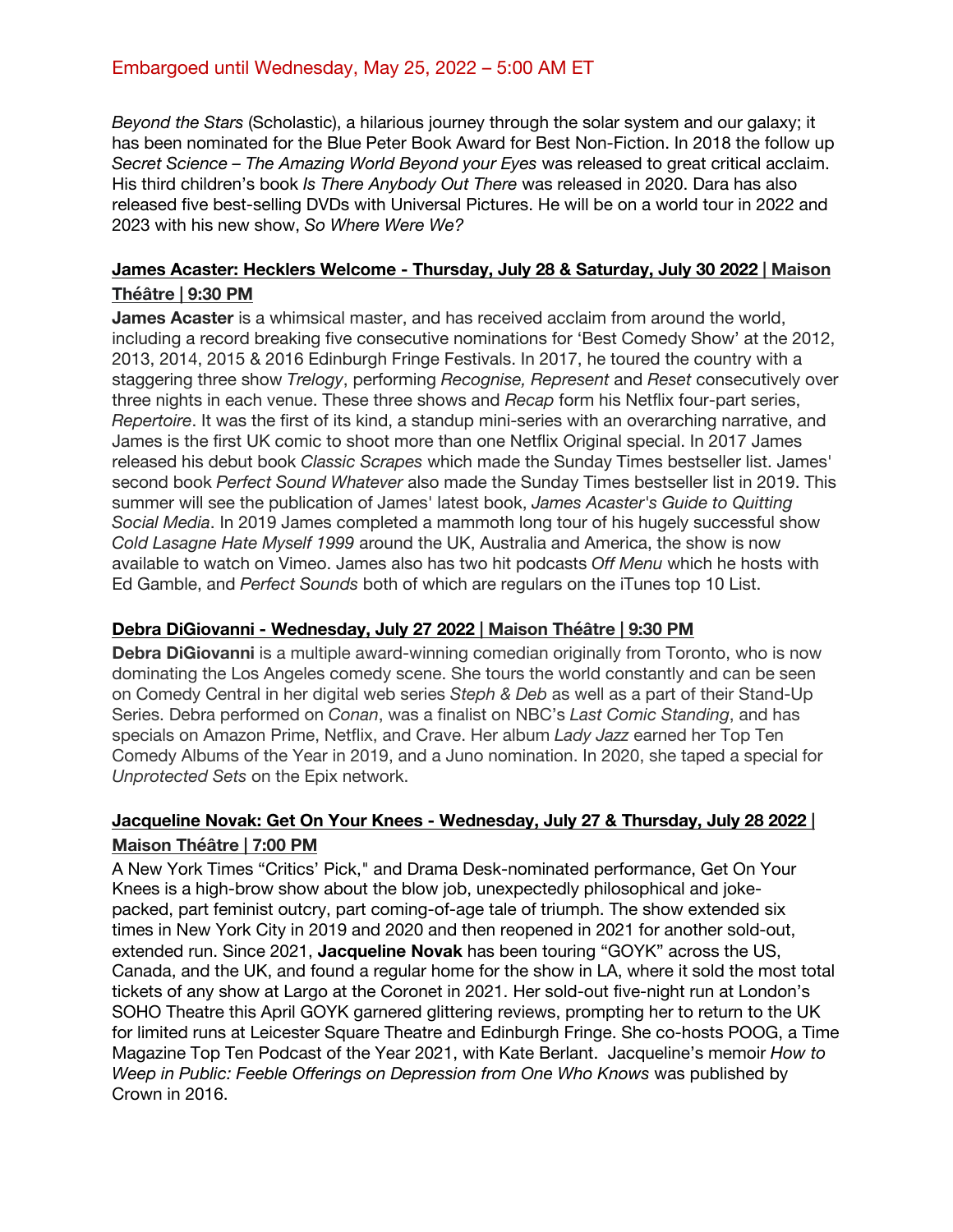Embargoed until Wednesday, May 25, 2022 – 5:00 AM ET

*Beyond the Stars* (Scholastic), a hilarious journey through the solar system and our galaxy; it has been nominated for the Blue Peter Book Award for Best Non-Fiction. In 2018 the follow up *Secret Science – The Amazing World Beyond your Eyes* was released to great critical acclaim. His third children's book *Is There Anybody Out There* was released in 2020. Dara has also released five best-selling DVDs with Universal Pictures. He will be on a world tour in 2022 and 2023 with his new show, *So Where Were We?*

### James Acaster: Hecklers Welcome - Thursday, July 28 & Saturday, July 30 2022 | Maison Théâtre | 9:30 PM

**James Acaster** is a whimsical master, and has received acclaim from around the world, including a record breaking five consecutive nominations for 'Best Comedy Show' at the 2012, 2013, 2014, 2015 & 2016 Edinburgh Fringe Festivals. In 2017, he toured the country with a staggering three show *Trelogy*, performing *Recognise, Represent* and *Reset* consecutively over three nights in each venue. These three shows and *Recap* form his Netflix four-part series, *Repertoire*. It was the first of its kind, a standup mini-series with an overarching narrative, and James is the first UK comic to shoot more than one Netflix Original special. In 2017 James released his debut book *Classic Scrapes* which made the Sunday Times bestseller list. James' second book *Perfect Sound Whatever* also made the Sunday Times bestseller list in 2019. This summer will see the publication of James' latest book, *James Acaster's Guide to Quitting Social Media*. In 2019 James completed a mammoth long tour of his hugely successful show *Cold Lasagne Hate Myself 1999* around the UK, Australia and America, the show is now available to watch on Vimeo. James also has two hit podcasts *Off Menu* which he hosts with Ed Gamble, and *Perfect Sounds* both of which are regulars on the iTunes top 10 List.

### Debra DiGiovanni - Wednesday, July 27 2022 | Maison Théâtre | 9:30 PM

**Debra DiGiovanni** is a multiple award-winning comedian originally from Toronto, who is now dominating the Los Angeles comedy scene. She tours the world constantly and can be seen on Comedy Central in her digital web series *Steph & Deb* as well as a part of their Stand-Up Series. Debra performed on *Conan*, was a finalist on NBC's *Last Comic Standing*, and has specials on Amazon Prime, Netflix, and Crave. Her album *Lady Jazz* earned her Top Ten Comedy Albums of the Year in 2019, and a Juno nomination. In 2020, she taped a special for *Unprotected Sets* on the Epix network.

### Jacqueline Novak: Get On Your Knees - Wednesday, July 27 & Thursday, July 28 2022 | Maison Théâtre | 7:00 PM

A New York Times "Critics' Pick," and Drama Desk-nominated performance, Get On Your Knees is a high-brow show about the blow job, unexpectedly philosophical and joke-packed, part feminist outcry, part coming-of-age tale of triumph. The show extended six times in New York City in 2019 and 2020 and then reopened in 2021 for another sold-out, extended run. Since 2021, **Jacqueline Novak** has been touring "GOYK" across the US, Canada, and the UK, and found a regular home for the show in LA, where it sold the most total tickets of any show at Largo at the Coronet in 2021. Her sold-out five-night run at London's SOHO Theatre this April GOYK garnered glittering reviews, prompting her to return to the UK for limited runs at Leicester Square Theatre and Edinburgh Fringe. She co-hosts POOG, a Time Magazine Top Ten Podcast of the Year 2021, with Kate Berlant. Jacqueline's memoir *How to Weep in Public: Feeble Offerings on Depression from One Who Knows* was published by Crown in 2016.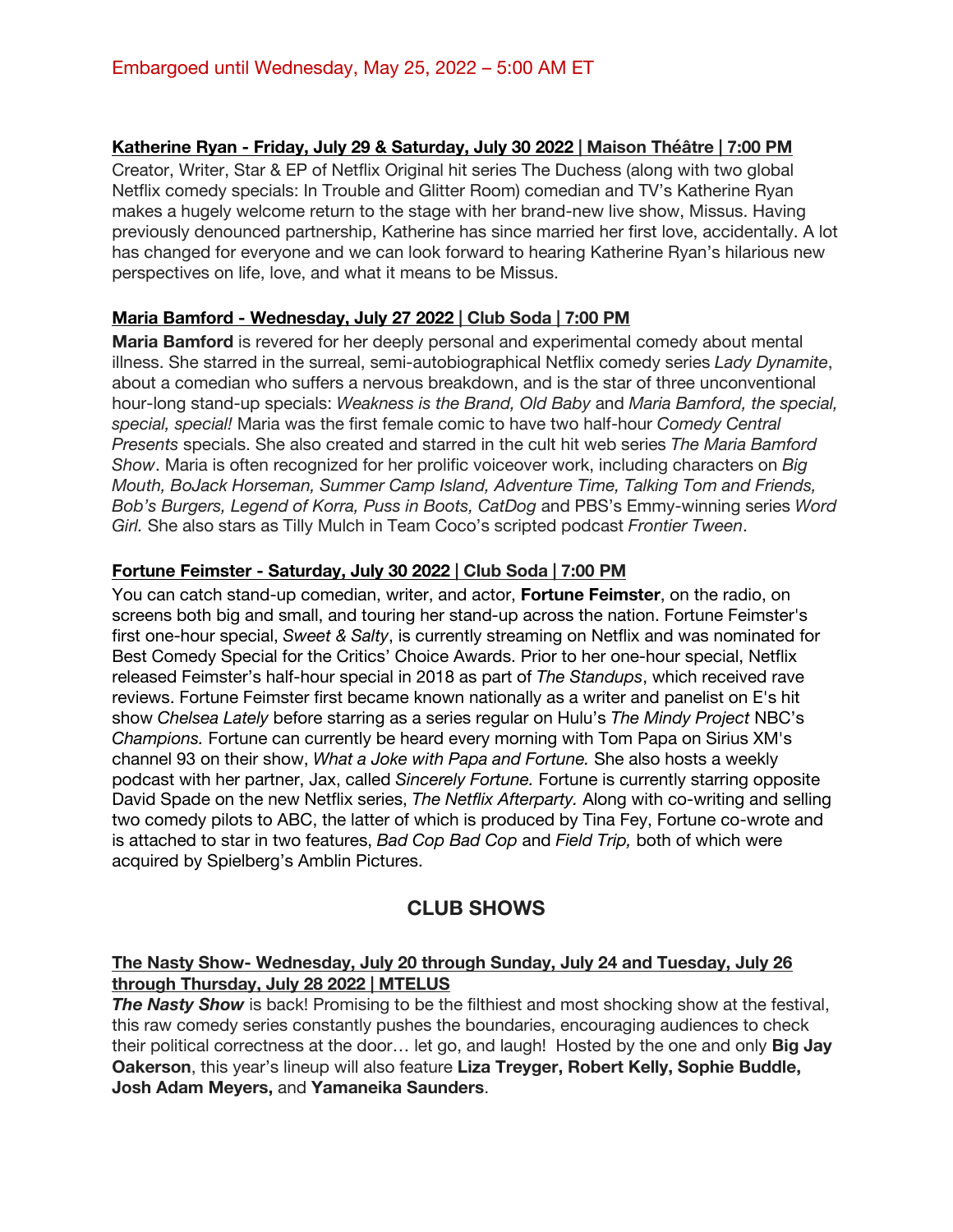Embargoed until Wednesday, May 25, 2022 – 5:00 AM ET

**Katherine Ryan - Friday, July 29 & Saturday, July 30 2022 | Maison Théâtre | 7:00 PM**

Creator, Writer, Star & EP of Netflix Original hit series The Duchess (along with two global Netflix comedy specials: In Trouble and Glitter Room) comedian and TV's Katherine Ryan makes a hugely welcome return to the stage with her brand-new live show, Missus. Having previously denounced partnership, Katherine has since married her first love, accidentally. A lot has changed for everyone and we can look forward to hearing Katherine Ryan's hilarious new perspectives on life, love, and what it means to be Missus.

**Maria Bamford - Wednesday, July 27 2022 | Club Soda | 7:00 PM**

**Maria Bamford** is revered for her deeply personal and experimental comedy about mental illness. She starred in the surreal, semi-autobiographical Netflix comedy series *Lady Dynamite*, about a comedian who suffers a nervous breakdown, and is the star of three unconventional hour-long stand-up specials: *Weakness is the Brand, Old Baby* and *Maria Bamford, the special, special, special!* Maria was the first female comic to have two half-hour *Comedy Central Presents* specials. She also created and starred in the cult hit web series *The Maria Bamford Show*. Maria is often recognized for her prolific voiceover work, including characters on *Big Mouth, BoJack Horseman, Summer Camp Island, Adventure Time, Talking Tom and Friends, Bob's Burgers, Legend of Korra, Puss in Boots, CatDog* and PBS's Emmy-winning series *Word Girl.* She also stars as Tilly Mulch in Team Coco's scripted podcast *Frontier Tween*.

**Fortune Feimster - Saturday, July 30 2022 | Club Soda | 7:00 PM**

You can catch stand-up comedian, writer, and actor, **Fortune Feimster**, on the radio, on screens both big and small, and touring her stand-up across the nation. Fortune Feimster's first one-hour special, *Sweet & Salty*, is currently streaming on Netflix and was nominated for Best Comedy Special for the Critics' Choice Awards. Prior to her one-hour special, Netflix released Feimster's half-hour special in 2018 as part of *The Standups*, which received rave reviews. Fortune Feimster first became known nationally as a writer and panelist on E's hit show *Chelsea Lately* before starring as a series regular on Hulu's *The Mindy Project* NBC's *Champions.* Fortune can currently be heard every morning with Tom Papa on Sirius XM's channel 93 on their show, *What a Joke with Papa and Fortune.* She also hosts a weekly podcast with her partner, Jax, called *Sincerely Fortune.* Fortune is currently starring opposite David Spade on the new Netflix series, *The Netflix Afterparty.* Along with co-writing and selling two comedy pilots to ABC, the latter of which is produced by Tina Fey, Fortune co-wrote and is attached to star in two features, *Bad Cop Bad Cop* and *Field Trip,* both of which were acquired by Spielberg's Amblin Pictures.

## CLUB SHOWS

**The Nasty Show- Wednesday, July 20 through Sunday, July 24 and Tuesday, July 26 through Thursday, July 28 2022 | MTELUS**

***The Nasty Show*** is back! Promising to be the filthiest and most shocking show at the festival, this raw comedy series constantly pushes the boundaries, encouraging audiences to check their political correctness at the door… let go, and laugh! Hosted by the one and only **Big Jay Oakerson**, this year's lineup will also feature **Liza Treyger, Robert Kelly, Sophie Buddle, Josh Adam Meyers,** and **Yamaneika Saunders**.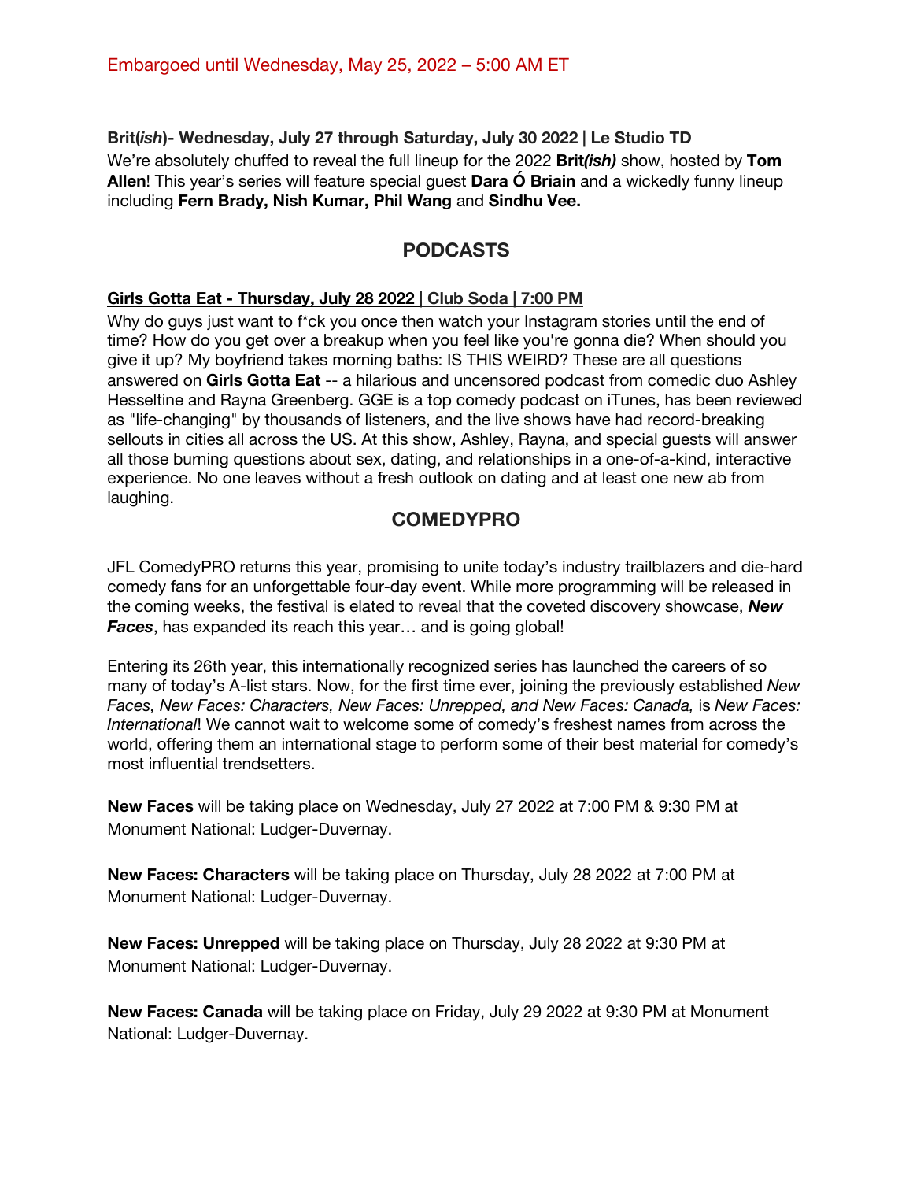Embargoed until Wednesday, May 25, 2022 – 5:00 AM ET

**Brit(*ish*)- Wednesday, July 27 through Saturday, July 30 2022 | Le Studio TD**

We're absolutely chuffed to reveal the full lineup for the 2022 **Brit*(ish)*** show, hosted by **Tom Allen**! This year's series will feature special guest **Dara Ó Briain** and a wickedly funny lineup including **Fern Brady, Nish Kumar, Phil Wang** and **Sindhu Vee.**

## PODCASTS

**Girls Gotta Eat - Thursday, July 28 2022 | Club Soda | 7:00 PM**

Why do guys just want to f*ck you once then watch your Instagram stories until the end of time? How do you get over a breakup when you feel like you're gonna die? When should you give it up? My boyfriend takes morning baths: IS THIS WEIRD? These are all questions answered on **Girls Gotta Eat** -- a hilarious and uncensored podcast from comedic duo Ashley Hesseltine and Rayna Greenberg. GGE is a top comedy podcast on iTunes, has been reviewed as "life-changing" by thousands of listeners, and the live shows have had record-breaking sellouts in cities all across the US. At this show, Ashley, Rayna, and special guests will answer all those burning questions about sex, dating, and relationships in a one-of-a-kind, interactive experience. No one leaves without a fresh outlook on dating and at least one new ab from laughing.

## COMEDYPRO

JFL ComedyPRO returns this year, promising to unite today's industry trailblazers and die-hard comedy fans for an unforgettable four-day event. While more programming will be released in the coming weeks, the festival is elated to reveal that the coveted discovery showcase, ***New Faces***, has expanded its reach this year… and is going global!

Entering its 26th year, this internationally recognized series has launched the careers of so many of today's A-list stars. Now, for the first time ever, joining the previously established *New Faces, New Faces: Characters, New Faces: Unrepped, and New Faces: Canada,* is *New Faces: International*! We cannot wait to welcome some of comedy's freshest names from across the world, offering them an international stage to perform some of their best material for comedy's most influential trendsetters.

**New Faces** will be taking place on Wednesday, July 27 2022 at 7:00 PM & 9:30 PM at Monument National: Ludger-Duvernay.

**New Faces: Characters** will be taking place on Thursday, July 28 2022 at 7:00 PM at Monument National: Ludger-Duvernay.

**New Faces: Unrepped** will be taking place on Thursday, July 28 2022 at 9:30 PM at Monument National: Ludger-Duvernay.

**New Faces: Canada** will be taking place on Friday, July 29 2022 at 9:30 PM at Monument National: Ludger-Duvernay.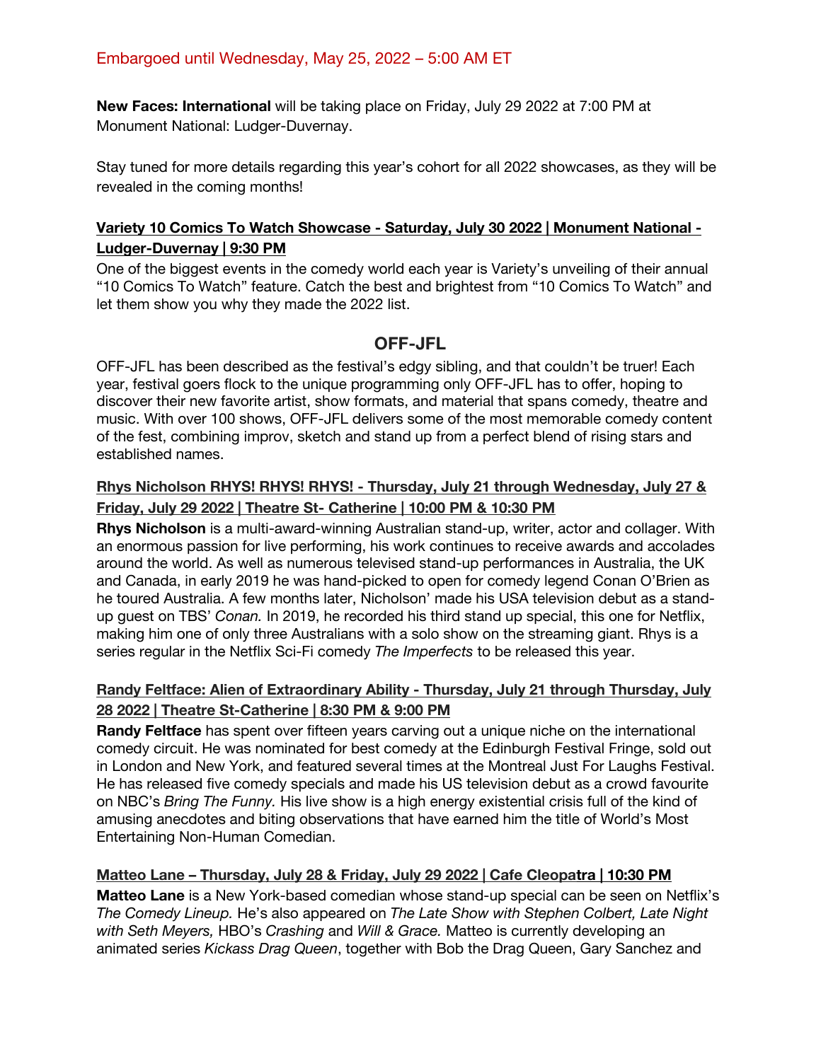Embargoed until Wednesday, May 25, 2022 – 5:00 AM ET

**New Faces: International** will be taking place on Friday, July 29 2022 at 7:00 PM at Monument National: Ludger-Duvernay.

Stay tuned for more details regarding this year's cohort for all 2022 showcases, as they will be revealed in the coming months!

**Variety 10 Comics To Watch Showcase - Saturday, July 30 2022 | Monument National - Ludger-Duvernay | 9:30 PM**

One of the biggest events in the comedy world each year is Variety's unveiling of their annual "10 Comics To Watch" feature. Catch the best and brightest from "10 Comics To Watch" and let them show you why they made the 2022 list.

## OFF-JFL

OFF-JFL has been described as the festival's edgy sibling, and that couldn't be truer! Each year, festival goers flock to the unique programming only OFF-JFL has to offer, hoping to discover their new favorite artist, show formats, and material that spans comedy, theatre and music. With over 100 shows, OFF-JFL delivers some of the most memorable comedy content of the fest, combining improv, sketch and stand up from a perfect blend of rising stars and established names.

**Rhys Nicholson RHYS! RHYS! RHYS! - Thursday, July 21 through Wednesday, July 27 & Friday, July 29 2022 | Theatre St- Catherine | 10:00 PM & 10:30 PM**

**Rhys Nicholson** is a multi-award-winning Australian stand-up, writer, actor and collager. With an enormous passion for live performing, his work continues to receive awards and accolades around the world. As well as numerous televised stand-up performances in Australia, the UK and Canada, in early 2019 he was hand-picked to open for comedy legend Conan O'Brien as he toured Australia. A few months later, Nicholson' made his USA television debut as a stand-up guest on TBS' *Conan.* In 2019, he recorded his third stand up special, this one for Netflix, making him one of only three Australians with a solo show on the streaming giant. Rhys is a series regular in the Netflix Sci-Fi comedy *The Imperfects* to be released this year.

**Randy Feltface: Alien of Extraordinary Ability - Thursday, July 21 through Thursday, July 28 2022 | Theatre St-Catherine | 8:30 PM & 9:00 PM**

**Randy Feltface** has spent over fifteen years carving out a unique niche on the international comedy circuit. He was nominated for best comedy at the Edinburgh Festival Fringe, sold out in London and New York, and featured several times at the Montreal Just For Laughs Festival. He has released five comedy specials and made his US television debut as a crowd favourite on NBC's *Bring The Funny.* His live show is a high energy existential crisis full of the kind of amusing anecdotes and biting observations that have earned him the title of World's Most Entertaining Non-Human Comedian.

**Matteo Lane – Thursday, July 28 & Friday, July 29 2022 | Cafe Cleopatra | 10:30 PM**

**Matteo Lane** is a New York-based comedian whose stand-up special can be seen on Netflix's *The Comedy Lineup.* He's also appeared on *The Late Show with Stephen Colbert, Late Night with Seth Meyers,* HBO's *Crashing* and *Will & Grace.* Matteo is currently developing an animated series *Kickass Drag Queen*, together with Bob the Drag Queen, Gary Sanchez and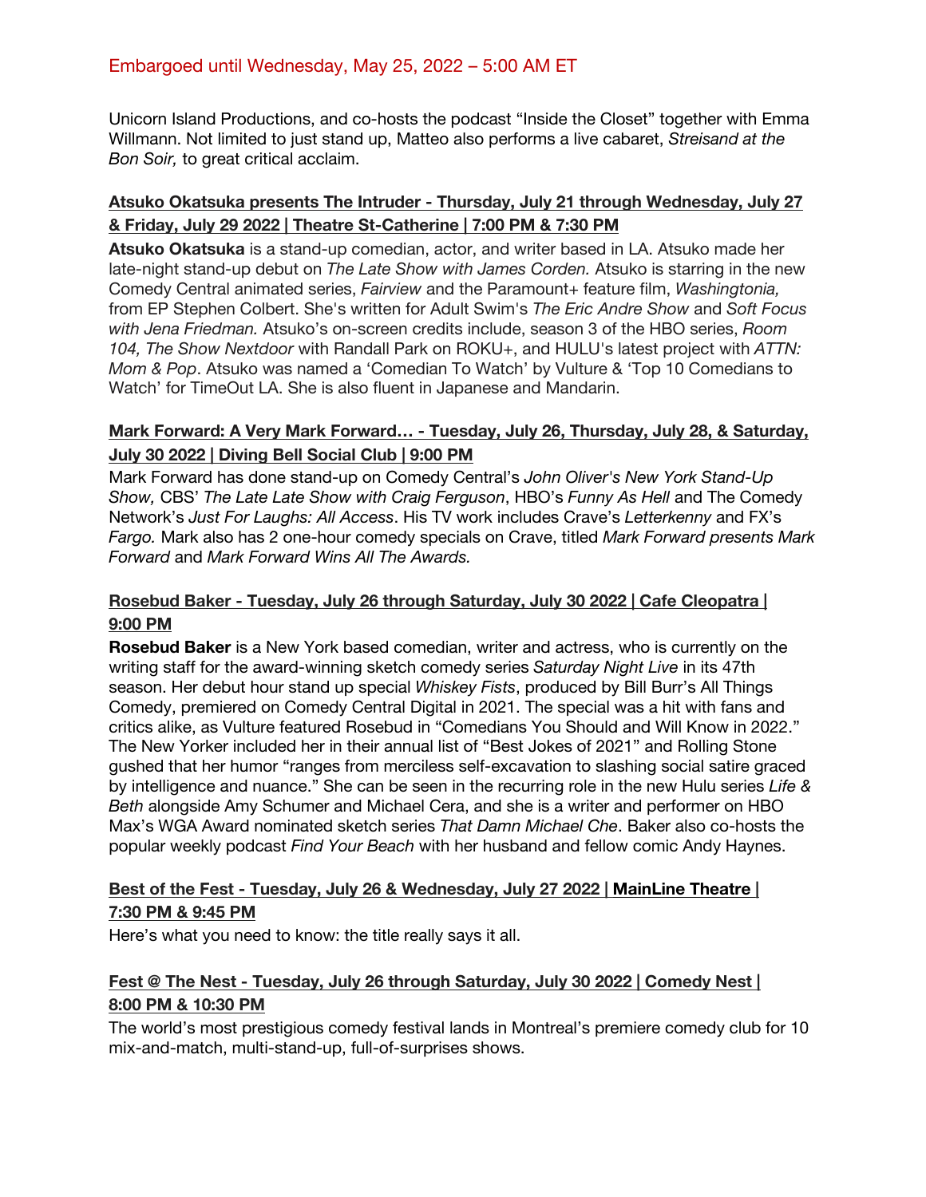Embargoed until Wednesday, May 25, 2022 – 5:00 AM ET

Unicorn Island Productions, and co-hosts the podcast "Inside the Closet" together with Emma Willmann. Not limited to just stand up, Matteo also performs a live cabaret, *Streisand at the Bon Soir,* to great critical acclaim.

**Atsuko Okatsuka presents The Intruder - Thursday, July 21 through Wednesday, July 27 & Friday, July 29 2022 | Theatre St-Catherine | 7:00 PM & 7:30 PM**

**Atsuko Okatsuka** is a stand-up comedian, actor, and writer based in LA. Atsuko made her late-night stand-up debut on *The Late Show with James Corden.* Atsuko is starring in the new Comedy Central animated series, *Fairview* and the Paramount+ feature film, *Washingtonia,* from EP Stephen Colbert. She's written for Adult Swim's *The Eric Andre Show* and *Soft Focus with Jena Friedman.* Atsuko's on-screen credits include, season 3 of the HBO series, *Room 104, The Show Nextdoor* with Randall Park on ROKU+, and HULU's latest project with *ATTN: Mom & Pop*. Atsuko was named a 'Comedian To Watch' by Vulture & 'Top 10 Comedians to Watch' for TimeOut LA. She is also fluent in Japanese and Mandarin.

**Mark Forward: A Very Mark Forward… - Tuesday, July 26, Thursday, July 28, & Saturday, July 30 2022 | Diving Bell Social Club | 9:00 PM**

Mark Forward has done stand-up on Comedy Central's *John Oliver's New York Stand-Up Show,* CBS' *The Late Late Show with Craig Ferguson*, HBO's *Funny As Hell* and The Comedy Network's *Just For Laughs: All Access*. His TV work includes Crave's *Letterkenny* and FX's *Fargo.* Mark also has 2 one-hour comedy specials on Crave, titled *Mark Forward presents Mark Forward* and *Mark Forward Wins All The Awards.*

**Rosebud Baker - Tuesday, July 26 through Saturday, July 30 2022 | Cafe Cleopatra | 9:00 PM**

**Rosebud Baker** is a New York based comedian, writer and actress, who is currently on the writing staff for the award-winning sketch comedy series *Saturday Night Live* in its 47th season. Her debut hour stand up special *Whiskey Fists*, produced by Bill Burr's All Things Comedy, premiered on Comedy Central Digital in 2021. The special was a hit with fans and critics alike, as Vulture featured Rosebud in "Comedians You Should and Will Know in 2022." The New Yorker included her in their annual list of "Best Jokes of 2021" and Rolling Stone gushed that her humor "ranges from merciless self-excavation to slashing social satire graced by intelligence and nuance." She can be seen in the recurring role in the new Hulu series *Life & Beth* alongside Amy Schumer and Michael Cera, and she is a writer and performer on HBO Max's WGA Award nominated sketch series *That Damn Michael Che*. Baker also co-hosts the popular weekly podcast *Find Your Beach* with her husband and fellow comic Andy Haynes.

**Best of the Fest - Tuesday, July 26 & Wednesday, July 27 2022 | MainLine Theatre | 7:30 PM & 9:45 PM**

Here's what you need to know: the title really says it all.

**Fest @ The Nest - Tuesday, July 26 through Saturday, July 30 2022 | Comedy Nest | 8:00 PM & 10:30 PM**

The world's most prestigious comedy festival lands in Montreal's premiere comedy club for 10 mix-and-match, multi-stand-up, full-of-surprises shows.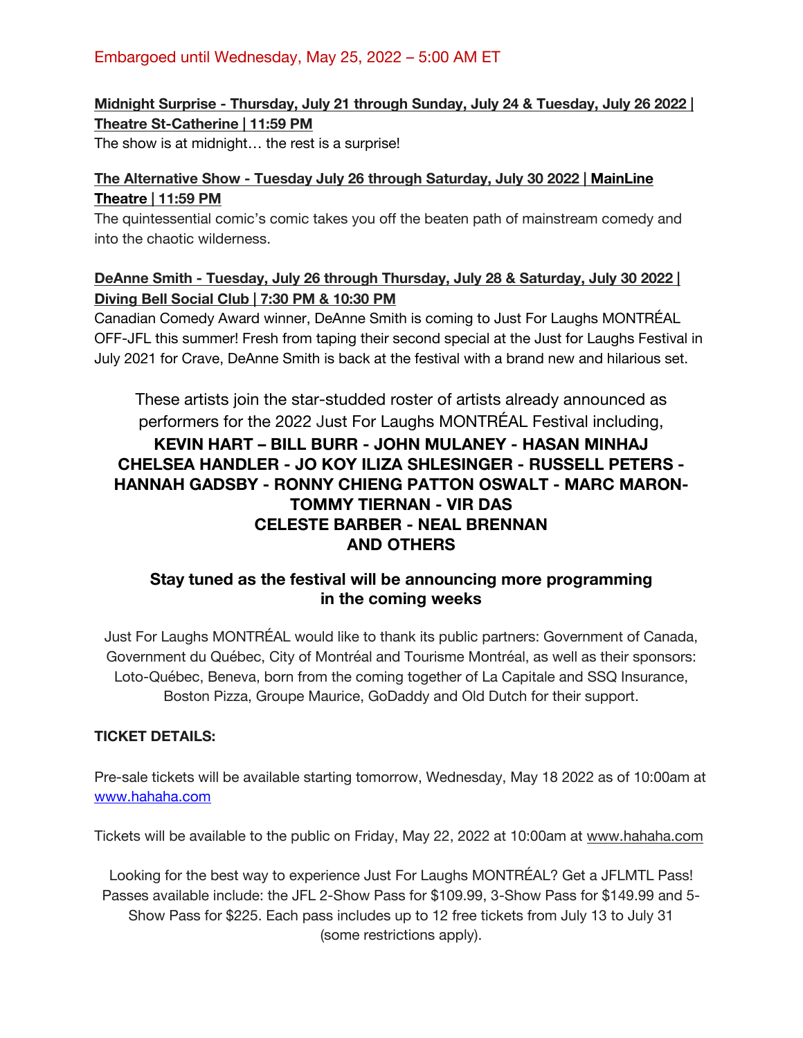Embargoed until Wednesday, May 25, 2022 – 5:00 AM ET

**Midnight Surprise - Thursday, July 21 through Sunday, July 24 & Tuesday, July 26 2022 | Theatre St-Catherine | 11:59 PM**

The show is at midnight… the rest is a surprise!

**The Alternative Show - Tuesday July 26 through Saturday, July 30 2022 | MainLine Theatre | 11:59 PM**

The quintessential comic's comic takes you off the beaten path of mainstream comedy and into the chaotic wilderness.

**DeAnne Smith - Tuesday, July 26 through Thursday, July 28 & Saturday, July 30 2022 | Diving Bell Social Club | 7:30 PM & 10:30 PM**

Canadian Comedy Award winner, DeAnne Smith is coming to Just For Laughs MONTRÉAL OFF-JFL this summer! Fresh from taping their second special at the Just for Laughs Festival in July 2021 for Crave, DeAnne Smith is back at the festival with a brand new and hilarious set.

These artists join the star-studded roster of artists already announced as performers for the 2022 Just For Laughs MONTRÉAL Festival including,

**KEVIN HART – BILL BURR - JOHN MULANEY - HASAN MINHAJ CHELSEA HANDLER - JO KOY ILIZA SHLESINGER - RUSSELL PETERS - HANNAH GADSBY - RONNY CHIENG PATTON OSWALT - MARC MARON- TOMMY TIERNAN - VIR DAS CELESTE BARBER - NEAL BRENNAN AND OTHERS**

**Stay tuned as the festival will be announcing more programming in the coming weeks**

Just For Laughs MONTRÉAL would like to thank its public partners: Government of Canada, Government du Québec, City of Montréal and Tourisme Montréal, as well as their sponsors: Loto-Québec, Beneva, born from the coming together of La Capitale and SSQ Insurance, Boston Pizza, Groupe Maurice, GoDaddy and Old Dutch for their support.

**TICKET DETAILS:**

Pre-sale tickets will be available starting tomorrow, Wednesday, May 18 2022 as of 10:00am at www.hahaha.com

Tickets will be available to the public on Friday, May 22, 2022 at 10:00am at www.hahaha.com

Looking for the best way to experience Just For Laughs MONTRÉAL? Get a JFLMTL Pass! Passes available include: the JFL 2-Show Pass for $109.99, 3-Show Pass for $149.99 and 5-Show Pass for $225. Each pass includes up to 12 free tickets from July 13 to July 31 (some restrictions apply).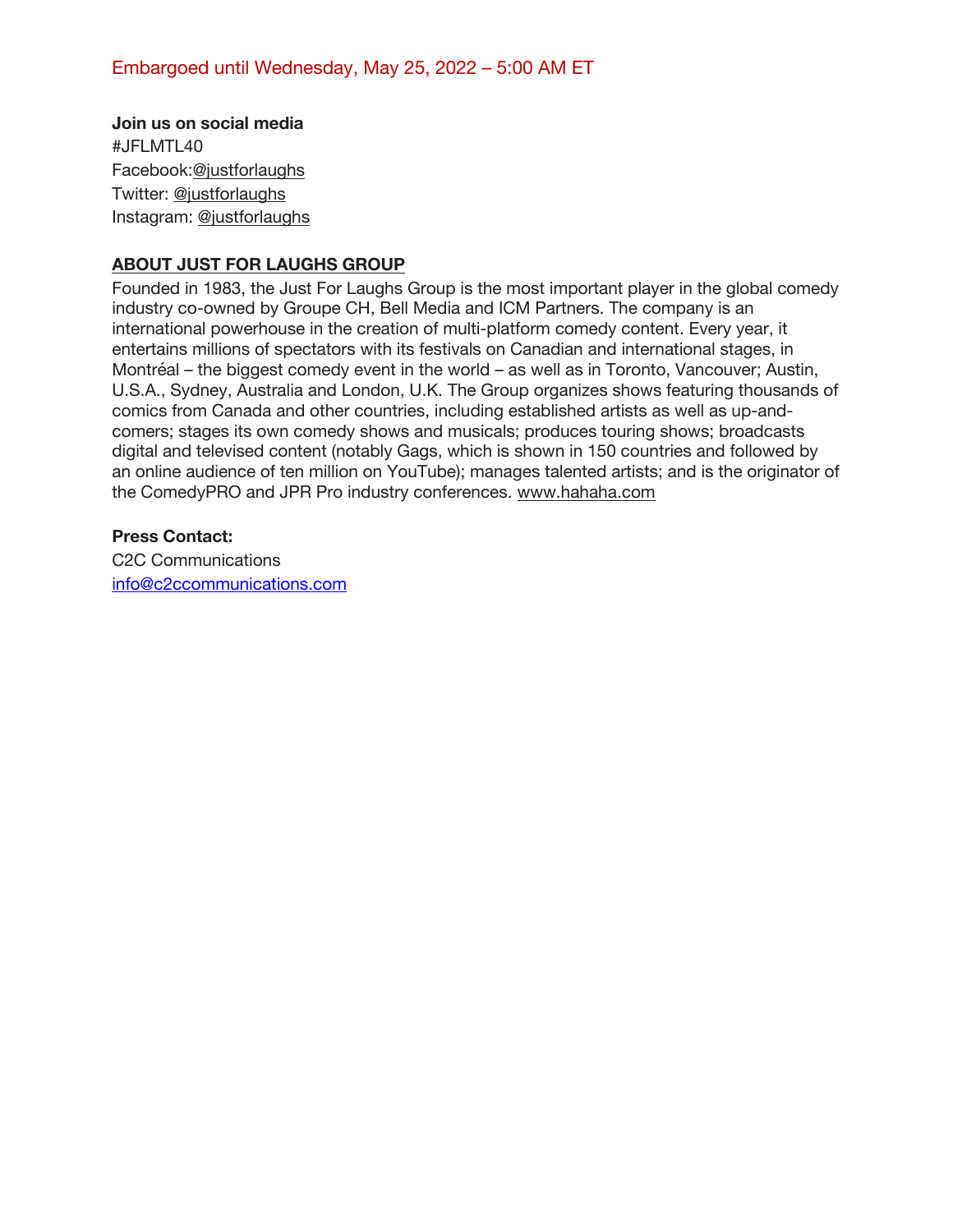Embargoed until Wednesday, May 25, 2022 – 5:00 AM ET

**Join us on social media**
#JFLMTL40
Facebook:@justforlaughs
Twitter: @justforlaughs
Instagram: @justforlaughs

## ABOUT JUST FOR LAUGHS GROUP

Founded in 1983, the Just For Laughs Group is the most important player in the global comedy industry co-owned by Groupe CH, Bell Media and ICM Partners. The company is an international powerhouse in the creation of multi-platform comedy content. Every year, it entertains millions of spectators with its festivals on Canadian and international stages, in Montréal – the biggest comedy event in the world – as well as in Toronto, Vancouver; Austin, U.S.A., Sydney, Australia and London, U.K. The Group organizes shows featuring thousands of comics from Canada and other countries, including established artists as well as up-and-comers; stages its own comedy shows and musicals; produces touring shows; broadcasts digital and televised content (notably Gags, which is shown in 150 countries and followed by an online audience of ten million on YouTube); manages talented artists; and is the originator of the ComedyPRO and JPR Pro industry conferences. www.hahaha.com

**Press Contact:**
C2C Communications
info@c2ccommunications.com